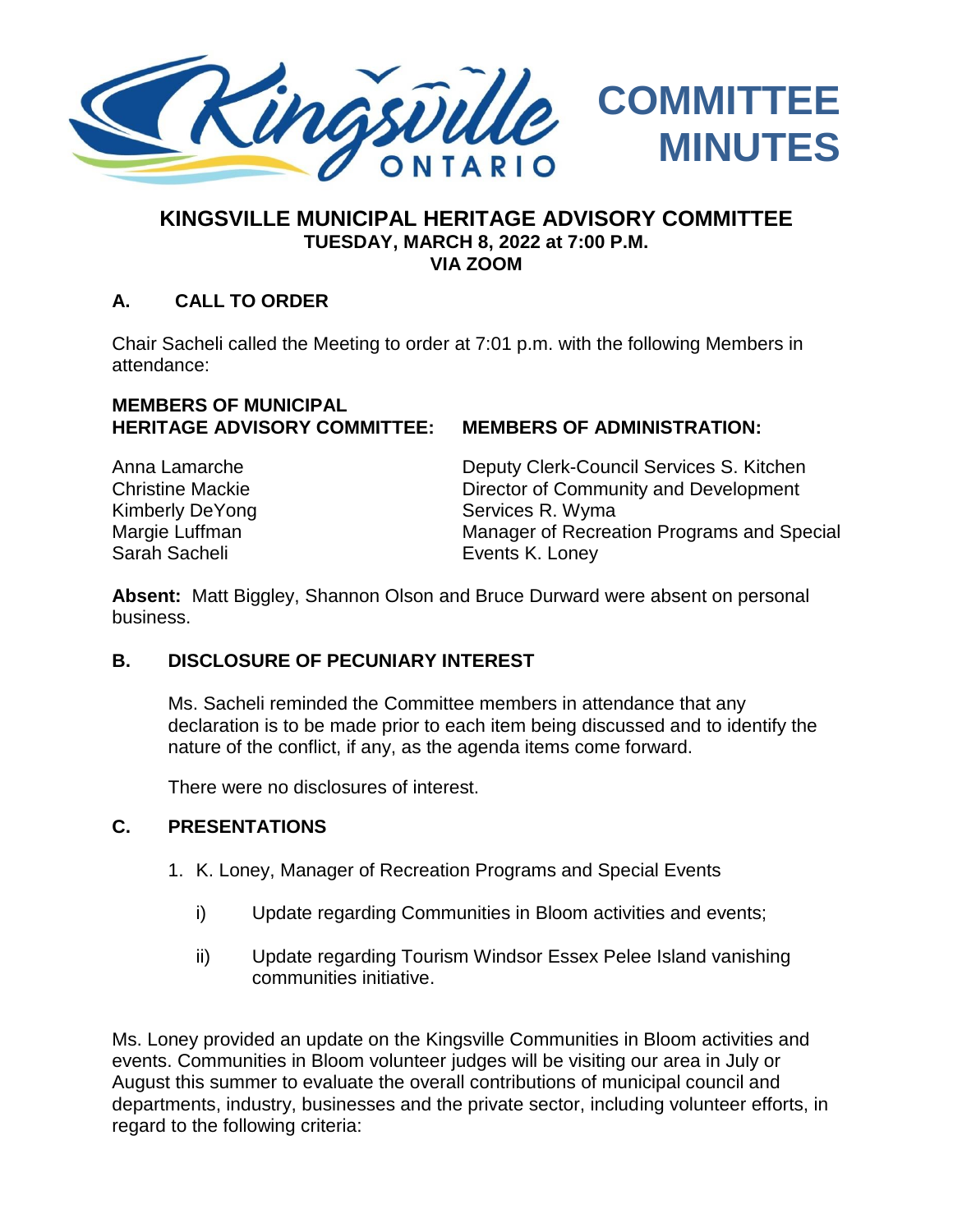# COMMITTEE MINUTES

## KINGSVILLE MUNICIPAL HERITAGE ADVISORY COMMITTEE
**TUESDAY, MARCH 8, 2022 at 7:00 P.M.**
**VIA ZOOM**

### A. CALL TO ORDER

Chair Sacheli called the Meeting to order at 7:01 p.m. with the following Members in attendance:

| **MEMBERS OF MUNICIPAL HERITAGE ADVISORY COMMITTEE:** | **MEMBERS OF ADMINISTRATION:** |
|---|---|
| Anna Lamarche | Deputy Clerk-Council Services S. Kitchen |
| Christine Mackie | Director of Community and Development Services R. Wyma |
| Kimberly DeYong | Manager of Recreation Programs and Special Events K. Loney |
| Margie Luffman | |
| Sarah Sacheli | |

**Absent:** Matt Biggley, Shannon Olson and Bruce Durward were absent on personal business.

### B. DISCLOSURE OF PECUNIARY INTEREST

Ms. Sacheli reminded the Committee members in attendance that any declaration is to be made prior to each item being discussed and to identify the nature of the conflict, if any, as the agenda items come forward.

There were no disclosures of interest.

### C. PRESENTATIONS

1. K. Loney, Manager of Recreation Programs and Special Events
   - i) Update regarding Communities in Bloom activities and events;
   - ii) Update regarding Tourism Windsor Essex Pelee Island vanishing communities initiative.

Ms. Loney provided an update on the Kingsville Communities in Bloom activities and events. Communities in Bloom volunteer judges will be visiting our area in July or August this summer to evaluate the overall contributions of municipal council and departments, industry, businesses and the private sector, including volunteer efforts, in regard to the following criteria: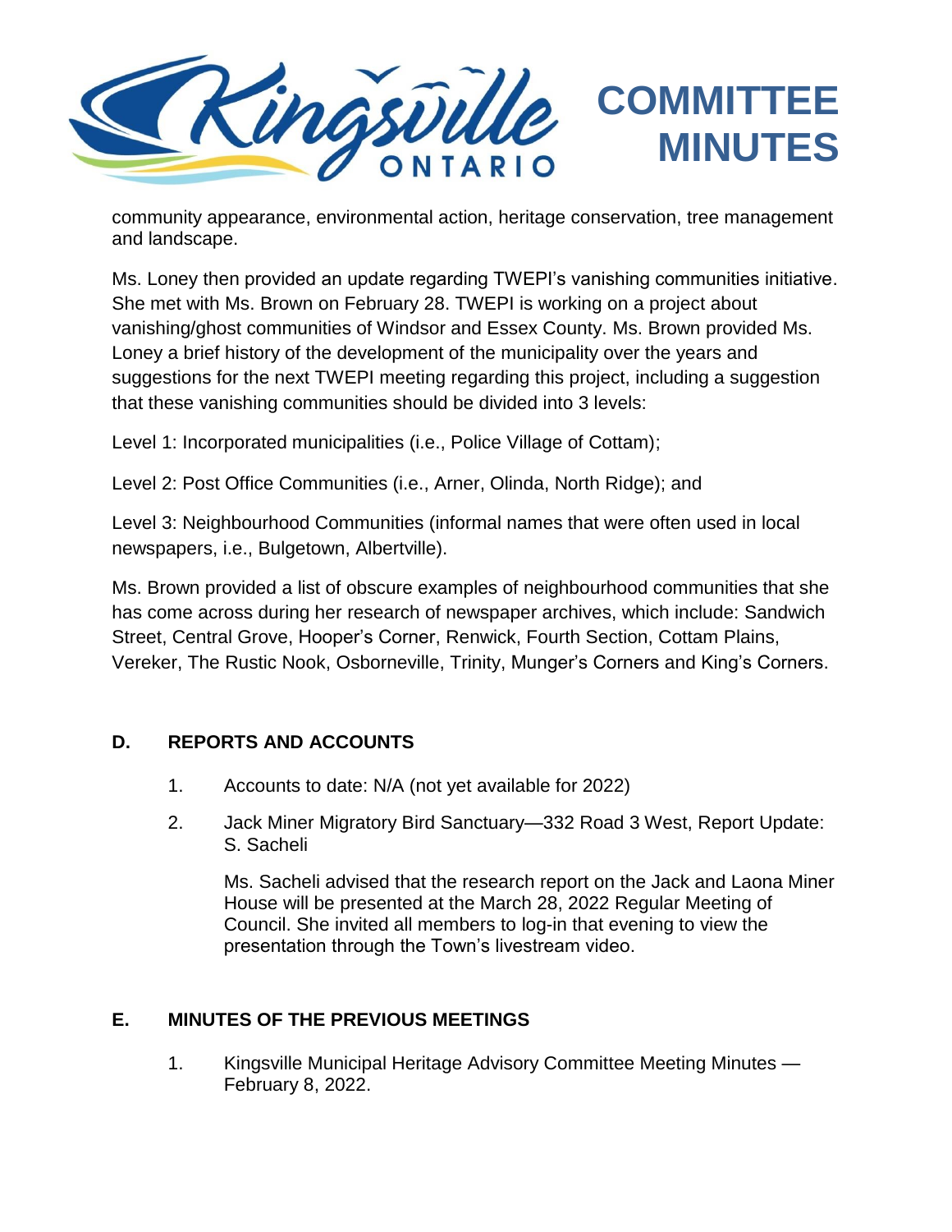community appearance, environmental action, heritage conservation, tree management and landscape.

Ms. Loney then provided an update regarding TWEPI's vanishing communities initiative. She met with Ms. Brown on February 28. TWEPI is working on a project about vanishing/ghost communities of Windsor and Essex County. Ms. Brown provided Ms. Loney a brief history of the development of the municipality over the years and suggestions for the next TWEPI meeting regarding this project, including a suggestion that these vanishing communities should be divided into 3 levels:

Level 1: Incorporated municipalities (i.e., Police Village of Cottam);

Level 2: Post Office Communities (i.e., Arner, Olinda, North Ridge); and

Level 3: Neighbourhood Communities (informal names that were often used in local newspapers, i.e., Bulgetown, Albertville).

Ms. Brown provided a list of obscure examples of neighbourhood communities that she has come across during her research of newspaper archives, which include: Sandwich Street, Central Grove, Hooper's Corner, Renwick, Fourth Section, Cottam Plains, Vereker, The Rustic Nook, Osborneville, Trinity, Munger's Corners and King's Corners.

## D. REPORTS AND ACCOUNTS

1. Accounts to date: N/A (not yet available for 2022)

2. Jack Miner Migratory Bird Sanctuary—332 Road 3 West, Report Update: S. Sacheli

   Ms. Sacheli advised that the research report on the Jack and Laona Miner House will be presented at the March 28, 2022 Regular Meeting of Council. She invited all members to log-in that evening to view the presentation through the Town's livestream video.

## E. MINUTES OF THE PREVIOUS MEETINGS

1. Kingsville Municipal Heritage Advisory Committee Meeting Minutes — February 8, 2022.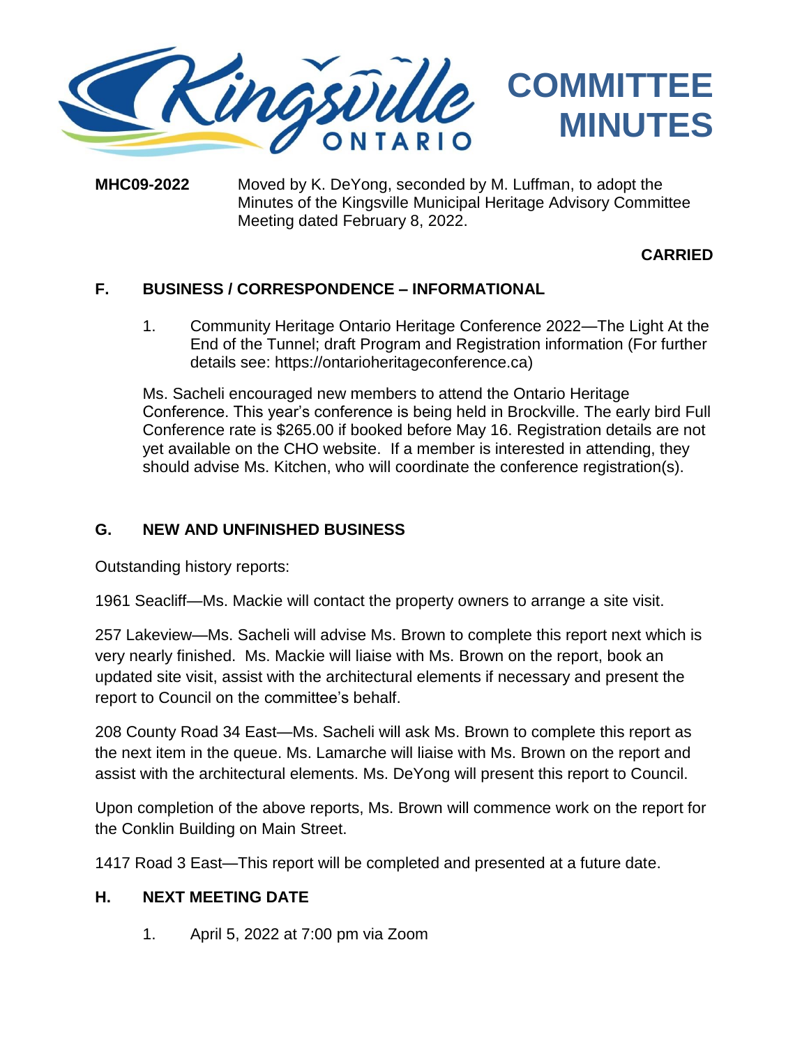**MHC09-2022** Moved by K. DeYong, seconded by M. Luffman, to adopt the Minutes of the Kingsville Municipal Heritage Advisory Committee Meeting dated February 8, 2022.

**CARRIED**

## F. BUSINESS / CORRESPONDENCE – INFORMATIONAL

1. Community Heritage Ontario Heritage Conference 2022—The Light At the End of the Tunnel; draft Program and Registration information (For further details see: https://ontarioheritageconference.ca)

Ms. Sacheli encouraged new members to attend the Ontario Heritage Conference. This year's conference is being held in Brockville. The early bird Full Conference rate is $265.00 if booked before May 16. Registration details are not yet available on the CHO website. If a member is interested in attending, they should advise Ms. Kitchen, who will coordinate the conference registration(s).

## G. NEW AND UNFINISHED BUSINESS

Outstanding history reports:

1961 Seacliff—Ms. Mackie will contact the property owners to arrange a site visit.

257 Lakeview—Ms. Sacheli will advise Ms. Brown to complete this report next which is very nearly finished. Ms. Mackie will liaise with Ms. Brown on the report, book an updated site visit, assist with the architectural elements if necessary and present the report to Council on the committee's behalf.

208 County Road 34 East—Ms. Sacheli will ask Ms. Brown to complete this report as the next item in the queue. Ms. Lamarche will liaise with Ms. Brown on the report and assist with the architectural elements. Ms. DeYong will present this report to Council.

Upon completion of the above reports, Ms. Brown will commence work on the report for the Conklin Building on Main Street.

1417 Road 3 East—This report will be completed and presented at a future date.

## H. NEXT MEETING DATE

1. April 5, 2022 at 7:00 pm via Zoom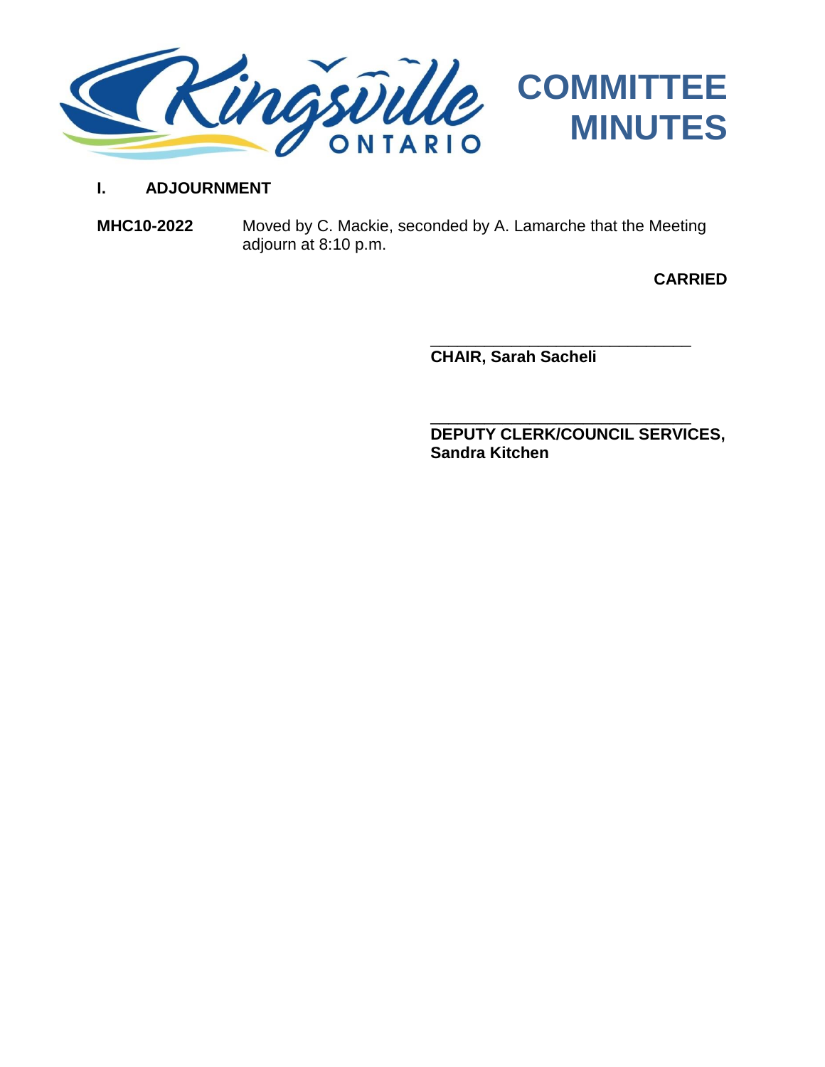**COMMITTEE MINUTES**

## I. ADJOURNMENT

**MHC10-2022** Moved by C. Mackie, seconded by A. Lamarche that the Meeting adjourn at 8:10 p.m.

**CARRIED**

_______________________________
**CHAIR, Sarah Sacheli**

_______________________________
**DEPUTY CLERK/COUNCIL SERVICES, Sandra Kitchen**